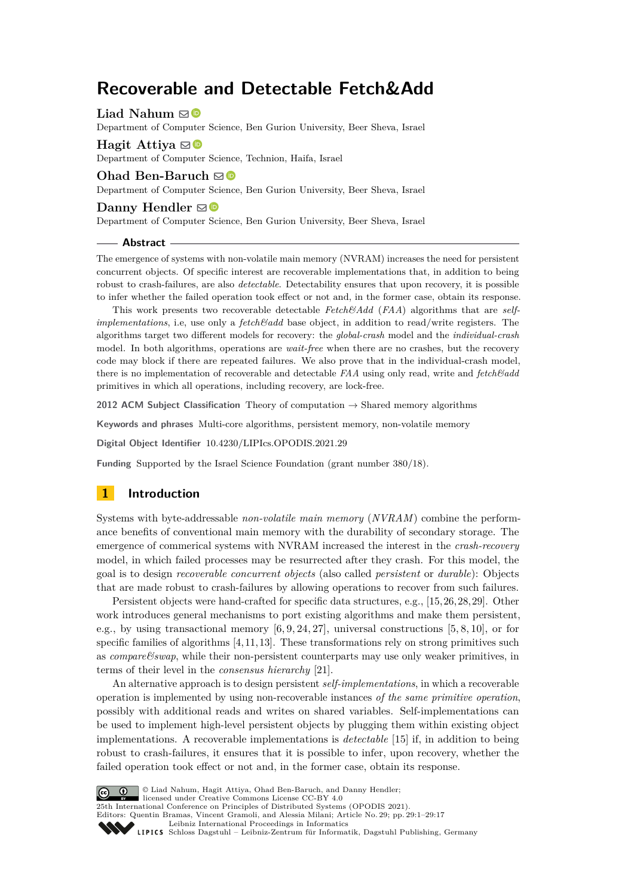# Recoverable and Detectable Fetch&Add

**Liad Nahum**
Department of Computer Science, Ben Gurion University, Beer Sheva, Israel

**Hagit Attiya**
Department of Computer Science, Technion, Haifa, Israel

**Ohad Ben-Baruch**
Department of Computer Science, Ben Gurion University, Beer Sheva, Israel

**Danny Hendler**
Department of Computer Science, Ben Gurion University, Beer Sheva, Israel

## Abstract

The emergence of systems with non-volatile main memory (NVRAM) increases the need for persistent concurrent objects. Of specific interest are recoverable implementations that, in addition to being robust to crash-failures, are also *detectable*. Detectability ensures that upon recovery, it is possible to infer whether the failed operation took effect or not and, in the former case, obtain its response.

This work presents two recoverable detectable *Fetch&Add* (*FAA*) algorithms that are *self-implementations*, i.e, use only a *fetch&add* base object, in addition to read/write registers. The algorithms target two different models for recovery: the *global-crash* model and the *individual-crash* model. In both algorithms, operations are *wait-free* when there are no crashes, but the recovery code may block if there are repeated failures. We also prove that in the individual-crash model, there is no implementation of recoverable and detectable *FAA* using only read, write and *fetch&add* primitives in which all operations, including recovery, are lock-free.

**2012 ACM Subject Classification** Theory of computation → Shared memory algorithms

**Keywords and phrases** Multi-core algorithms, persistent memory, non-volatile memory

**Digital Object Identifier** 10.4230/LIPIcs.OPODIS.2021.29

**Funding** Supported by the Israel Science Foundation (grant number 380/18).

## 1 Introduction

Systems with byte-addressable *non-volatile main memory* (*NVRAM*) combine the performance benefits of conventional main memory with the durability of secondary storage. The emergence of commerical systems with NVRAM increased the interest in the *crash-recovery* model, in which failed processes may be resurrected after they crash. For this model, the goal is to design *recoverable concurrent objects* (also called *persistent* or *durable*): Objects that are made robust to crash-failures by allowing operations to recover from such failures.

Persistent objects were hand-crafted for specific data structures, e.g., [15,26,28,29]. Other work introduces general mechanisms to port existing algorithms and make them persistent, e.g., by using transactional memory [6,9,24,27], universal constructions [5,8,10], or for specific families of algorithms [4,11,13]. These transformations rely on strong primitives such as *compare&swap*, while their non-persistent counterparts may use only weaker primitives, in terms of their level in the *consensus hierarchy* [21].

An alternative approach is to design persistent *self-implementations*, in which a recoverable operation is implemented by using non-recoverable instances *of the same primitive operation*, possibly with additional reads and writes on shared variables. Self-implementations can be used to implement high-level persistent objects by plugging them within existing object implementations. A recoverable implementations is *detectable* [15] if, in addition to being robust to crash-failures, it ensures that it is possible to infer, upon recovery, whether the failed operation took effect or not and, in the former case, obtain its response.

© Liad Nahum, Hagit Attiya, Ohad Ben-Baruch, and Danny Hendler;
licensed under Creative Commons License CC-BY 4.0
25th International Conference on Principles of Distributed Systems (OPODIS 2021).
Editors: Quentin Bramas, Vincent Gramoli, and Alessia Milani; Article No. 29; pp. 29:1–29:17
Leibniz International Proceedings in Informatics
Schloss Dagstuhl – Leibniz-Zentrum für Informatik, Dagstuhl Publishing, Germany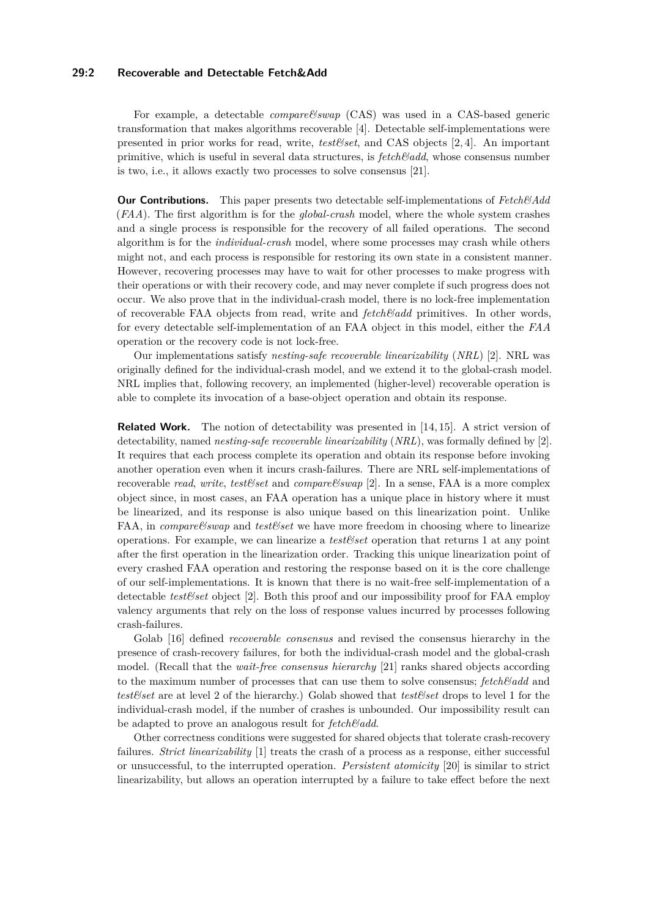For example, a detectable *compare&swap* (CAS) was used in a CAS-based generic transformation that makes algorithms recoverable [4]. Detectable self-implementations were presented in prior works for read, write, *test&set*, and CAS objects [2, 4]. An important primitive, which is useful in several data structures, is *fetch&add*, whose consensus number is two, i.e., it allows exactly two processes to solve consensus [21].

**Our Contributions.** This paper presents two detectable self-implementations of *Fetch&Add* (*FAA*). The first algorithm is for the *global-crash* model, where the whole system crashes and a single process is responsible for the recovery of all failed operations. The second algorithm is for the *individual-crash* model, where some processes may crash while others might not, and each process is responsible for restoring its own state in a consistent manner. However, recovering processes may have to wait for other processes to make progress with their operations or with their recovery code, and may never complete if such progress does not occur. We also prove that in the individual-crash model, there is no lock-free implementation of recoverable FAA objects from read, write and *fetch&add* primitives. In other words, for every detectable self-implementation of an FAA object in this model, either the *FAA* operation or the recovery code is not lock-free.

Our implementations satisfy *nesting-safe recoverable linearizability* (*NRL*) [2]. NRL was originally defined for the individual-crash model, and we extend it to the global-crash model. NRL implies that, following recovery, an implemented (higher-level) recoverable operation is able to complete its invocation of a base-object operation and obtain its response.

**Related Work.** The notion of detectability was presented in [14, 15]. A strict version of detectability, named *nesting-safe recoverable linearizability* (*NRL*), was formally defined by [2]. It requires that each process complete its operation and obtain its response before invoking another operation even when it incurs crash-failures. There are NRL self-implementations of recoverable *read*, *write*, *test&set* and *compare&swap* [2]. In a sense, FAA is a more complex object since, in most cases, an FAA operation has a unique place in history where it must be linearized, and its response is also unique based on this linearization point. Unlike FAA, in *compare&swap* and *test&set* we have more freedom in choosing where to linearize operations. For example, we can linearize a *test&set* operation that returns 1 at any point after the first operation in the linearization order. Tracking this unique linearization point of every crashed FAA operation and restoring the response based on it is the core challenge of our self-implementations. It is known that there is no wait-free self-implementation of a detectable *test&set* object [2]. Both this proof and our impossibility proof for FAA employ valency arguments that rely on the loss of response values incurred by processes following crash-failures.

Golab [16] defined *recoverable consensus* and revised the consensus hierarchy in the presence of crash-recovery failures, for both the individual-crash model and the global-crash model. (Recall that the *wait-free consensus hierarchy* [21] ranks shared objects according to the maximum number of processes that can use them to solve consensus; *fetch&add* and *test&set* are at level 2 of the hierarchy.) Golab showed that *test&set* drops to level 1 for the individual-crash model, if the number of crashes is unbounded. Our impossibility result can be adapted to prove an analogous result for *fetch&add*.

Other correctness conditions were suggested for shared objects that tolerate crash-recovery failures. *Strict linearizability* [1] treats the crash of a process as a response, either successful or unsuccessful, to the interrupted operation. *Persistent atomicity* [20] is similar to strict linearizability, but allows an operation interrupted by a failure to take effect before the next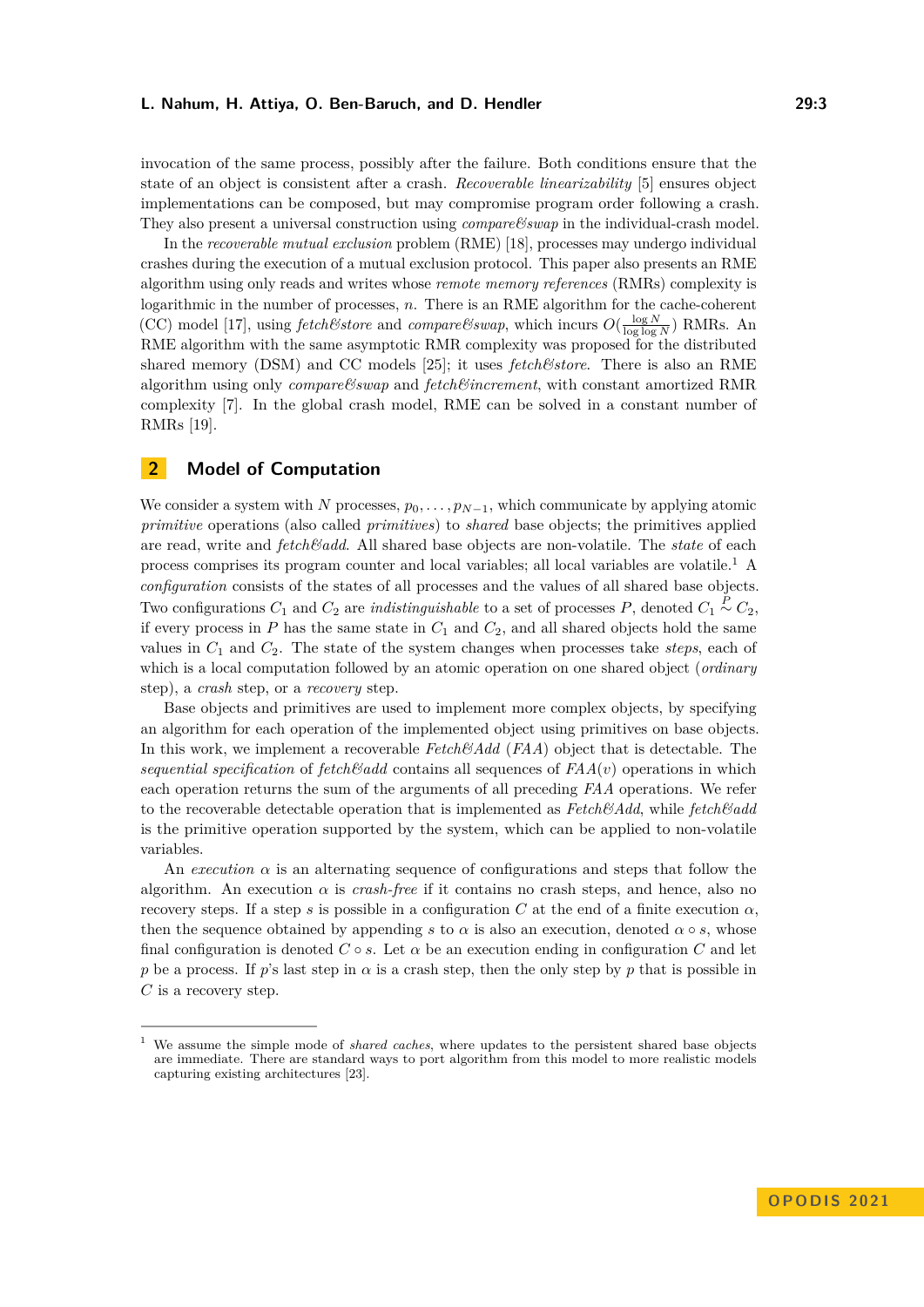invocation of the same process, possibly after the failure. Both conditions ensure that the state of an object is consistent after a crash. *Recoverable linearizability* [5] ensures object implementations can be composed, but may compromise program order following a crash. They also present a universal construction using *compare&swap* in the individual-crash model.

In the *recoverable mutual exclusion* problem (RME) [18], processes may undergo individual crashes during the execution of a mutual exclusion protocol. This paper also presents an RME algorithm using only reads and writes whose *remote memory references* (RMRs) complexity is logarithmic in the number of processes, $n$. There is an RME algorithm for the cache-coherent (CC) model [17], using *fetch&store* and *compare&swap*, which incurs $O(\frac{\log N}{\log \log N})$ RMRs. An RME algorithm with the same asymptotic RMR complexity was proposed for the distributed shared memory (DSM) and CC models [25]; it uses *fetch&store*. There is also an RME algorithm using only *compare&swap* and *fetch&increment*, with constant amortized RMR complexity [7]. In the global crash model, RME can be solved in a constant number of RMRs [19].

## 2 Model of Computation

We consider a system with $N$ processes, $p_0, \ldots, p_{N-1}$, which communicate by applying atomic *primitive* operations (also called *primitives*) to *shared* base objects; the primitives applied are read, write and *fetch&add*. All shared base objects are non-volatile. The *state* of each process comprises its program counter and local variables; all local variables are volatile.[1] A *configuration* consists of the states of all processes and the values of all shared base objects. Two configurations $C_1$ and $C_2$ are *indistinguishable* to a set of processes $P$, denoted $C_1 \overset{P}{\sim} C_2$, if every process in $P$ has the same state in $C_1$ and $C_2$, and all shared objects hold the same values in $C_1$ and $C_2$. The state of the system changes when processes take *steps*, each of which is a local computation followed by an atomic operation on one shared object (*ordinary* step), a *crash* step, or a *recovery* step.

Base objects and primitives are used to implement more complex objects, by specifying an algorithm for each operation of the implemented object using primitives on base objects. In this work, we implement a recoverable *Fetch&Add* (*FAA*) object that is detectable. The *sequential specification* of *fetch&add* contains all sequences of $FAA(v)$ operations in which each operation returns the sum of the arguments of all preceding *FAA* operations. We refer to the recoverable detectable operation that is implemented as *Fetch&Add*, while *fetch&add* is the primitive operation supported by the system, which can be applied to non-volatile variables.

An *execution* $\alpha$ is an alternating sequence of configurations and steps that follow the algorithm. An execution $\alpha$ is *crash-free* if it contains no crash steps, and hence, also no recovery steps. If a step $s$ is possible in a configuration $C$ at the end of a finite execution $\alpha$, then the sequence obtained by appending $s$ to $\alpha$ is also an execution, denoted $\alpha \circ s$, whose final configuration is denoted $C \circ s$. Let $\alpha$ be an execution ending in configuration $C$ and let $p$ be a process. If $p$'s last step in $\alpha$ is a crash step, then the only step by $p$ that is possible in $C$ is a recovery step.

---

[1] We assume the simple mode of *shared caches*, where updates to the persistent shared base objects are immediate. There are standard ways to port algorithm from this model to more realistic models capturing existing architectures [23].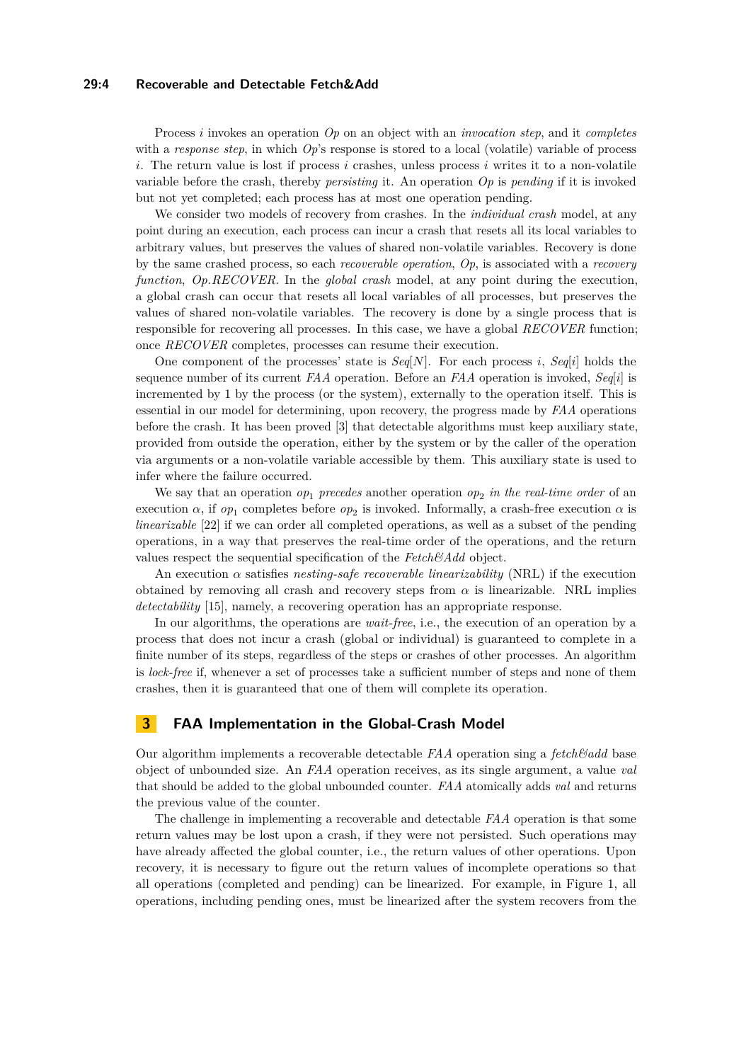Process $i$ invokes an operation *Op* on an object with an *invocation step*, and it *completes* with a *response step*, in which *Op*'s response is stored to a local (volatile) variable of process $i$. The return value is lost if process $i$ crashes, unless process $i$ writes it to a non-volatile variable before the crash, thereby *persisting* it. An operation *Op* is *pending* if it is invoked but not yet completed; each process has at most one operation pending.

We consider two models of recovery from crashes. In the *individual crash* model, at any point during an execution, each process can incur a crash that resets all its local variables to arbitrary values, but preserves the values of shared non-volatile variables. Recovery is done by the same crashed process, so each *recoverable operation*, *Op*, is associated with a *recovery function*, *Op.RECOVER*. In the *global crash* model, at any point during the execution, a global crash can occur that resets all local variables of all processes, but preserves the values of shared non-volatile variables. The recovery is done by a single process that is responsible for recovering all processes. In this case, we have a global *RECOVER* function; once *RECOVER* completes, processes can resume their execution.

One component of the processes' state is $Seq[N]$. For each process $i$, $Seq[i]$ holds the sequence number of its current *FAA* operation. Before an *FAA* operation is invoked, $Seq[i]$ is incremented by 1 by the process (or the system), externally to the operation itself. This is essential in our model for determining, upon recovery, the progress made by *FAA* operations before the crash. It has been proved [3] that detectable algorithms must keep auxiliary state, provided from outside the operation, either by the system or by the caller of the operation via arguments or a non-volatile variable accessible by them. This auxiliary state is used to infer where the failure occurred.

We say that an operation $op_1$ *precedes* another operation $op_2$ *in the real-time order* of an execution $\alpha$, if $op_1$ completes before $op_2$ is invoked. Informally, a crash-free execution $\alpha$ is *linearizable* [22] if we can order all completed operations, as well as a subset of the pending operations, in a way that preserves the real-time order of the operations, and the return values respect the sequential specification of the *Fetch&Add* object.

An execution $\alpha$ satisfies *nesting-safe recoverable linearizability* (NRL) if the execution obtained by removing all crash and recovery steps from $\alpha$ is linearizable. NRL implies *detectability* [15], namely, a recovering operation has an appropriate response.

In our algorithms, the operations are *wait-free*, i.e., the execution of an operation by a process that does not incur a crash (global or individual) is guaranteed to complete in a finite number of its steps, regardless of the steps or crashes of other processes. An algorithm is *lock-free* if, whenever a set of processes take a sufficient number of steps and none of them crashes, then it is guaranteed that one of them will complete its operation.

## 3 FAA Implementation in the Global-Crash Model

Our algorithm implements a recoverable detectable *FAA* operation sing a *fetch&add* base object of unbounded size. An *FAA* operation receives, as its single argument, a value *val* that should be added to the global unbounded counter. *FAA* atomically adds *val* and returns the previous value of the counter.

The challenge in implementing a recoverable and detectable *FAA* operation is that some return values may be lost upon a crash, if they were not persisted. Such operations may have already affected the global counter, i.e., the return values of other operations. Upon recovery, it is necessary to figure out the return values of incomplete operations so that all operations (completed and pending) can be linearized. For example, in Figure 1, all operations, including pending ones, must be linearized after the system recovers from the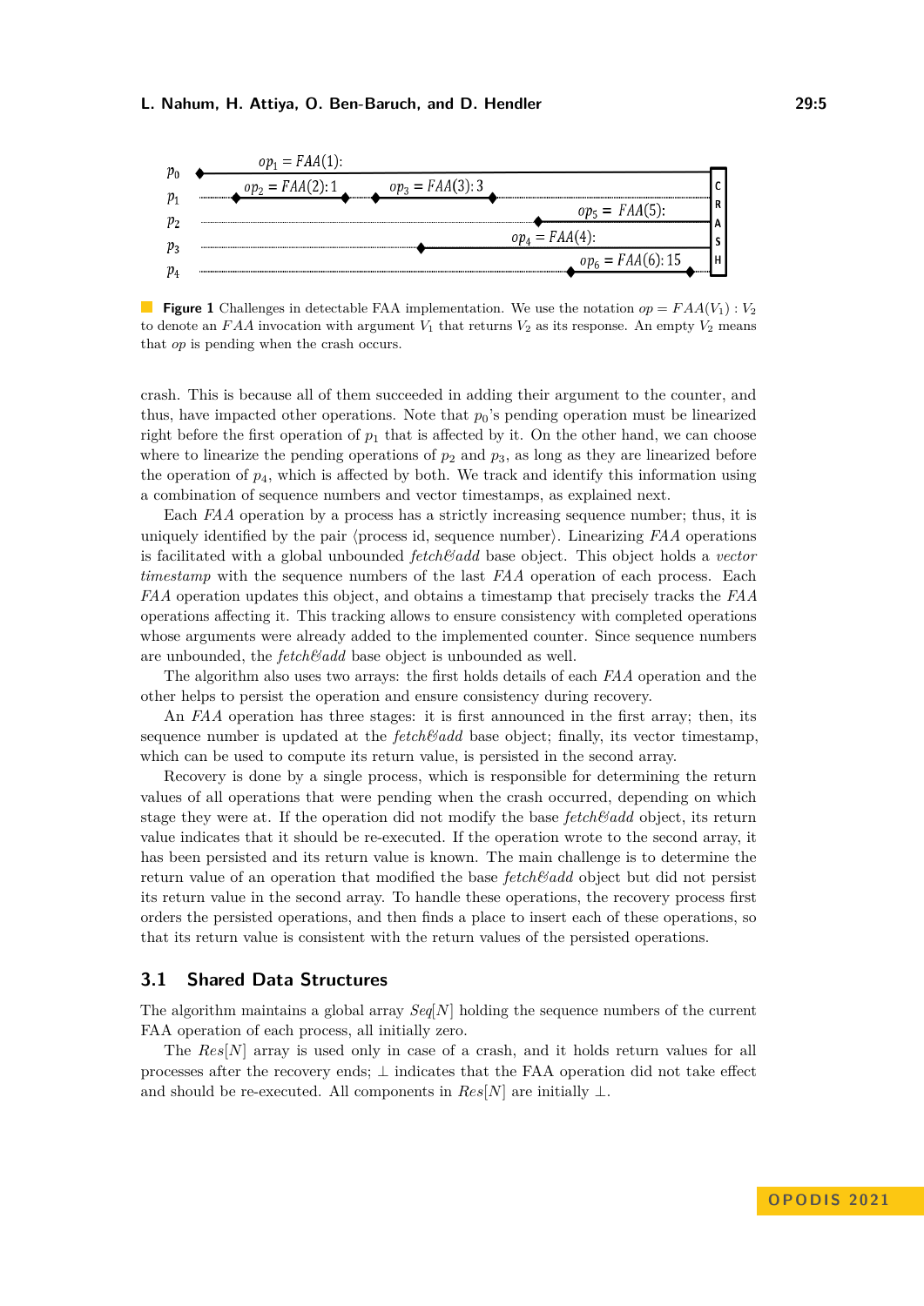**Figure 1** Challenges in detectable FAA implementation. We use the notation $op = FAA(V_1) : V_2$ to denote an $FAA$ invocation with argument $V_1$ that returns $V_2$ as its response. An empty $V_2$ means that $op$ is pending when the crash occurs.

crash. This is because all of them succeeded in adding their argument to the counter, and thus, have impacted other operations. Note that $p_0$'s pending operation must be linearized right before the first operation of $p_1$ that is affected by it. On the other hand, we can choose where to linearize the pending operations of $p_2$ and $p_3$, as long as they are linearized before the operation of $p_4$, which is affected by both. We track and identify this information using a combination of sequence numbers and vector timestamps, as explained next.

Each $FAA$ operation by a process has a strictly increasing sequence number; thus, it is uniquely identified by the pair ⟨process id, sequence number⟩. Linearizing $FAA$ operations is facilitated with a global unbounded *fetch&add* base object. This object holds a *vector timestamp* with the sequence numbers of the last $FAA$ operation of each process. Each $FAA$ operation updates this object, and obtains a timestamp that precisely tracks the $FAA$ operations affecting it. This tracking allows to ensure consistency with completed operations whose arguments were already added to the implemented counter. Since sequence numbers are unbounded, the *fetch&add* base object is unbounded as well.

The algorithm also uses two arrays: the first holds details of each $FAA$ operation and the other helps to persist the operation and ensure consistency during recovery.

An $FAA$ operation has three stages: it is first announced in the first array; then, its sequence number is updated at the *fetch&add* base object; finally, its vector timestamp, which can be used to compute its return value, is persisted in the second array.

Recovery is done by a single process, which is responsible for determining the return values of all operations that were pending when the crash occurred, depending on which stage they were at. If the operation did not modify the base *fetch&add* object, its return value indicates that it should be re-executed. If the operation wrote to the second array, it has been persisted and its return value is known. The main challenge is to determine the return value of an operation that modified the base *fetch&add* object but did not persist its return value in the second array. To handle these operations, the recovery process first orders the persisted operations, and then finds a place to insert each of these operations, so that its return value is consistent with the return values of the persisted operations.

## 3.1 Shared Data Structures

The algorithm maintains a global array $Seq[N]$ holding the sequence numbers of the current FAA operation of each process, all initially zero.

The $Res[N]$ array is used only in case of a crash, and it holds return values for all processes after the recovery ends; $\bot$ indicates that the FAA operation did not take effect and should be re-executed. All components in $Res[N]$ are initially $\bot$.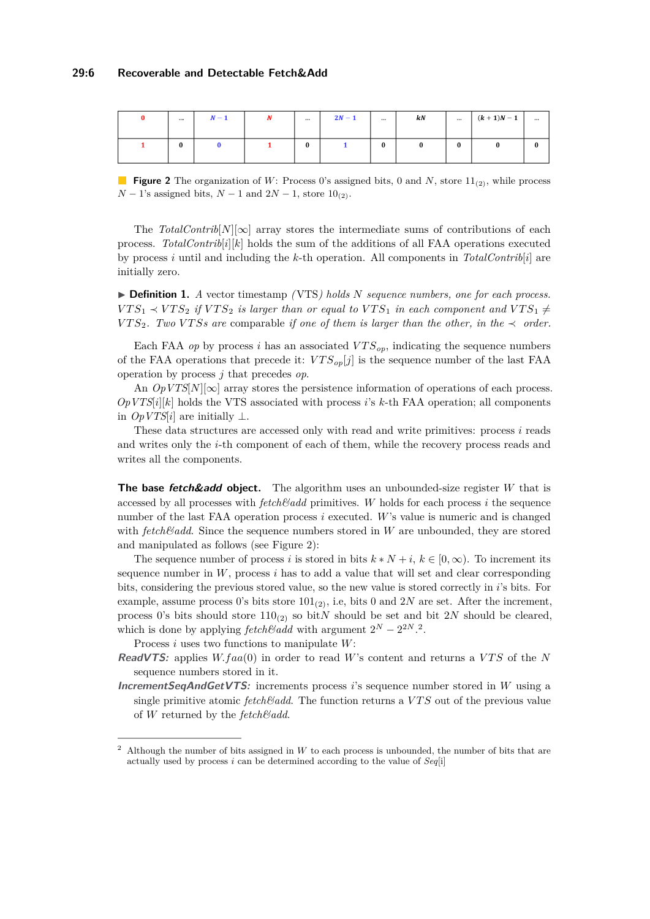| 0 | ... | $N-1$ | $N$ | ... | $2N-1$ | ... | $kN$ | ... | $(k+1)N-1$ | ... |
|---|---|---|---|---|---|---|---|---|---|---|
| 1 | 0 | 0 | 1 | 0 | 1 | 0 | 0 | 0 | 0 | 0 |

**Figure 2** The organization of $W$: Process 0's assigned bits, 0 and $N$, store $11_{(2)}$, while process $N-1$'s assigned bits, $N-1$ and $2N-1$, store $10_{(2)}$.

The *TotalContrib*$[N][\infty]$ array stores the intermediate sums of contributions of each process. *TotalContrib*$[i][k]$ holds the sum of the additions of all FAA operations executed by process $i$ until and including the $k$-th operation. All components in *TotalContrib*$[i]$ are initially zero.

▶ **Definition 1.** *A vector timestamp (VTS) holds $N$ sequence numbers, one for each process. $VTS_1 \prec VTS_2$ if $VTS_2$ is larger than or equal to $VTS_1$ in each component and $VTS_1 \neq VTS_2$. Two $VTS$s are* comparable *if one of them is larger than the other, in the $\prec$ order.*

Each FAA *op* by process $i$ has an associated $VTS_{op}$, indicating the sequence numbers of the FAA operations that precede it: $VTS_{op}[j]$ is the sequence number of the last FAA operation by process $j$ that precedes *op*.

An *OpVTS*$[N][\infty]$ array stores the persistence information of operations of each process. *OpVTS*$[i][k]$ holds the VTS associated with process $i$'s $k$-th FAA operation; all components in *OpVTS*$[i]$ are initially $\perp$.

These data structures are accessed only with read and write primitives: process $i$ reads and writes only the $i$-th component of each of them, while the recovery process reads and writes all the components.

**The base *fetch&add* object.** The algorithm uses an unbounded-size register $W$ that is accessed by all processes with *fetch&add* primitives. $W$ holds for each process $i$ the sequence number of the last FAA operation process $i$ executed. $W$'s value is numeric and is changed with *fetch&add*. Since the sequence numbers stored in $W$ are unbounded, they are stored and manipulated as follows (see Figure 2):

The sequence number of process $i$ is stored in bits $k * N + i$, $k \in [0, \infty)$. To increment its sequence number in $W$, process $i$ has to add a value that will set and clear corresponding bits, considering the previous stored value, so the new value is stored correctly in $i$'s bits. For example, assume process 0's bits store $101_{(2)}$, i.e, bits 0 and $2N$ are set. After the increment, process 0's bits should store $110_{(2)}$ so bit$N$ should be set and bit $2N$ should be cleared, which is done by applying *fetch&add* with argument $2^N - 2^{2N}$.[2]

Process $i$ uses two functions to manipulate $W$:

***ReadVTS:*** applies $W.faa(0)$ in order to read $W$'s content and returns a $VTS$ of the $N$ sequence numbers stored in it.

***IncrementSeqAndGetVTS:*** increments process $i$'s sequence number stored in $W$ using a single primitive atomic *fetch&add*. The function returns a $VTS$ out of the previous value of $W$ returned by the *fetch&add*.

[2] Although the number of bits assigned in $W$ to each process is unbounded, the number of bits that are actually used by process $i$ can be determined according to the value of *Seq*[i]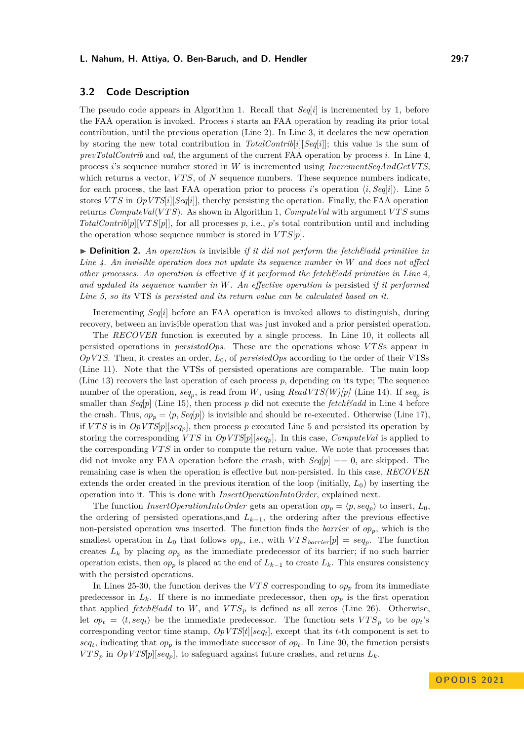## 3.2 Code Description

The pseudo code appears in Algorithm 1. Recall that *Seq*[$i$] is incremented by 1, before the FAA operation is invoked. Process $i$ starts an FAA operation by reading its prior total contribution, until the previous operation (Line 2). In Line 3, it declares the new operation by storing the new total contribution in *TotalContrib*[$i$][*Seq*[$i$]]; this value is the sum of *prevTotalContrib* and *val*, the argument of the current FAA operation by process $i$. In Line 4, process $i$'s sequence number stored in $W$ is incremented using *IncrementSeqAndGetVTS*, which returns a vector, $VTS$, of $N$ sequence numbers. These sequence numbers indicate, for each process, the last FAA operation prior to process $i$'s operation $\langle i, Seq[i] \rangle$. Line 5 stores $VTS$ in *OpVTS*[$i$][*Seq*[$i$]], thereby persisting the operation. Finally, the FAA operation returns *ComputeVal*($VTS$). As shown in Algorithm 1, *ComputeVal* with argument $VTS$ sums *TotalContrib*[$p$][$VTS$[$p$]], for all processes $p$, i.e., $p$'s total contribution until and including the operation whose sequence number is stored in $VTS[p]$.

▶ **Definition 2.** *An operation is* invisible *if it did not perform the fetch&add primitive in Line 4. An invisible operation does not update its sequence number in $W$ and does not affect other processes. An operation is* effective *if it performed the fetch&add primitive in Line 4, and updated its sequence number in $W$. An effective operation is* persisted *if it performed Line 5, so its* VTS *is persisted and its return value can be calculated based on it.*

Incrementing *Seq*[$i$] before an FAA operation is invoked allows to distinguish, during recovery, between an invisible operation that was just invoked and a prior persisted operation.

The *RECOVER* function is executed by a single process. In Line 10, it collects all persisted operations in *persistedOps*. These are the operations whose $VTS$s appear in *OpVTS*. Then, it creates an order, $L_0$, of *persistedOps* according to the order of their VTSs (Line 11). Note that the VTSs of persisted operations are comparable. The main loop (Line 13) recovers the last operation of each process $p$, depending on its type; The sequence number of the operation, $seq_p$, is read from $W$, using *ReadVTS(W)[p]* (Line 14). If $seq_p$ is smaller than *Seq*[$p$] (Line 15), then process $p$ did not execute the *fetch&add* in Line 4 before the crash. Thus, $op_p = \langle p, Seq[p] \rangle$ is invisible and should be re-executed. Otherwise (Line 17), if $VTS$ is in *OpVTS*[$p$][$seq_p$], then process $p$ executed Line 5 and persisted its operation by storing the corresponding $VTS$ in *OpVTS*[$p$][$seq_p$]. In this case, *ComputeVal* is applied to the corresponding $VTS$ in order to compute the return value. We note that processes that did not invoke any FAA operation before the crash, with *Seq*[$p$] == 0, are skipped. The remaining case is when the operation is effective but non-persisted. In this case, *RECOVER* extends the order created in the previous iteration of the loop (initially, $L_0$) by inserting the operation into it. This is done with *InsertOperationIntoOrder*, explained next.

The function *InsertOperationIntoOrder* gets an operation $op_p = \langle p, seq_p \rangle$ to insert, $L_0$, the ordering of persisted operations,and $L_{k-1}$, the ordering after the previous effective non-persisted operation was inserted. The function finds the *barrier* of $op_p$, which is the smallest operation in $L_0$ that follows $op_p$, i.e., with $VTS_{barrier}[p] = seq_p$. The function creates $L_k$ by placing $op_p$ as the immediate predecessor of its barrier; if no such barrier operation exists, then $op_p$ is placed at the end of $L_{k-1}$ to create $L_k$. This ensures consistency with the persisted operations.

In Lines 25-30, the function derives the $VTS$ corresponding to $op_p$ from its immediate predecessor in $L_k$. If there is no immediate predecessor, then $op_p$ is the first operation that applied *fetch&add* to $W$, and $VTS_p$ is defined as all zeros (Line 26). Otherwise, let $op_t = \langle t, seq_t \rangle$ be the immediate predecessor. The function sets $VTS_p$ to be $op_t$'s corresponding vector time stamp, *OpVTS*[$t$][$seq_t$], except that its $t$-th component is set to $seq_t$, indicating that $op_p$ is the immediate successor of $op_t$. In Line 30, the function persists $VTS_p$ in *OpVTS*[$p$][$seq_p$], to safeguard against future crashes, and returns $L_k$.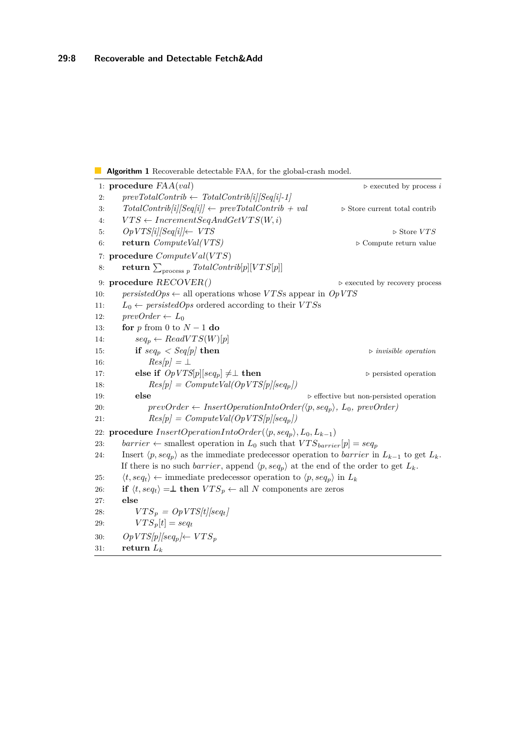**Algorithm 1** Recoverable detectable FAA, for the global-crash model.

```
1:  procedure FAA(val)                                              ▷ executed by process i
2:      prevTotalContrib ← TotalContrib[i][Seq[i]-1]
3:      TotalContrib[i][Seq[i]] ← prevTotalContrib + val            ▷ Store current total contrib
4:      VTS ← IncrementSeqAndGetVTS(W, i)
5:      OpVTS[i][Seq[i]] ← VTS                                      ▷ Store VTS
6:      return ComputeVal(VTS)                                      ▷ Compute return value
7:  procedure ComputeVal(VTS)
8:      return Σ_{process p} TotalContrib[p][VTS[p]]
9:  procedure RECOVER()                                             ▷ executed by recovery process
10:     persistedOps ← all operations whose VTSs appear in OpVTS
11:     L_0 ← persistedOps ordered according to their VTSs
12:     prevOrder ← L_0
13:     for p from 0 to N − 1 do
14:         seq_p ← ReadVTS(W)[p]
15:         if seq_p < Seq[p] then                                  ▷ invisible operation
16:             Res[p] = ⊥
17:         else if OpVTS[p][seq_p] ≠⊥ then                         ▷ persisted operation
18:             Res[p] = ComputeVal(OpVTS[p][seq_p])
19:         else                                                    ▷ effective but non-persisted operation
20:             prevOrder ← InsertOperationIntoOrder(⟨p, seq_p⟩, L_0, prevOrder)
21:             Res[p] = ComputeVal(OpVTS[p][seq_p])
22: procedure InsertOperationIntoOrder(⟨p, seq_p⟩, L_0, L_{k−1})
23:     barrier ← smallest operation in L_0 such that VTS_barrier[p] = seq_p
24:     Insert ⟨p, seq_p⟩ as the immediate predecessor operation to barrier in L_{k−1} to get L_k.
        If there is no such barrier, append ⟨p, seq_p⟩ at the end of the order to get L_k.
25:     ⟨t, seq_t⟩ ← immediate predecessor operation to ⟨p, seq_p⟩ in L_k
26:     if ⟨t, seq_t⟩ =⊥ then VTS_p ← all N components are zeros
27:     else
28:         VTS_p = OpVTS[t][seq_t]
29:         VTS_p[t] = seq_t
30:     OpVTS[p][seq_p] ← VTS_p
31:     return L_k
```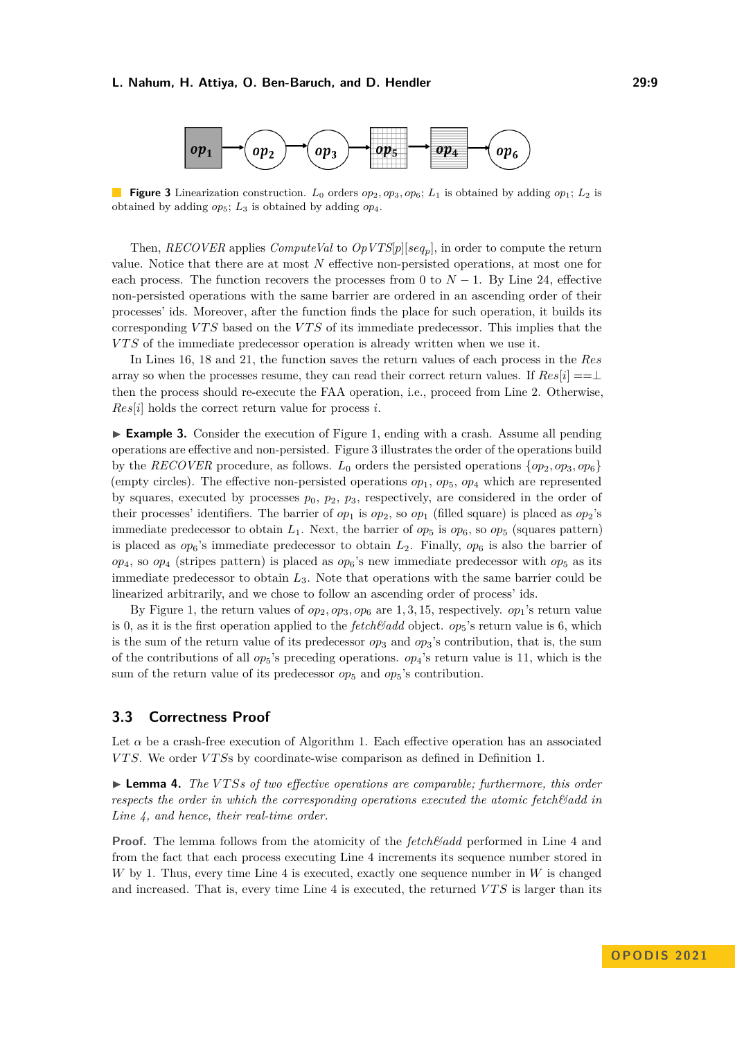**Figure 3** Linearization construction. $L_0$ orders $op_2, op_3, op_6$; $L_1$ is obtained by adding $op_1$; $L_2$ is obtained by adding $op_5$; $L_3$ is obtained by adding $op_4$.

Then, *RECOVER* applies *ComputeVal* to $OpVTS[p][seq_p]$, in order to compute the return value. Notice that there are at most $N$ effective non-persisted operations, at most one for each process. The function recovers the processes from 0 to $N-1$. By Line 24, effective non-persisted operations with the same barrier are ordered in an ascending order of their processes' ids. Moreover, after the function finds the place for such operation, it builds its corresponding $VTS$ based on the $VTS$ of its immediate predecessor. This implies that the $VTS$ of the immediate predecessor operation is already written when we use it.

In Lines 16, 18 and 21, the function saves the return values of each process in the *Res* array so when the processes resume, they can read their correct return values. If $Res[i] == \perp$ then the process should re-execute the FAA operation, i.e., proceed from Line 2. Otherwise, $Res[i]$ holds the correct return value for process $i$.

▶ **Example 3.** Consider the execution of Figure 1, ending with a crash. Assume all pending operations are effective and non-persisted. Figure 3 illustrates the order of the operations build by the *RECOVER* procedure, as follows. $L_0$ orders the persisted operations $\{op_2, op_3, op_6\}$ (empty circles). The effective non-persisted operations $op_1$, $op_5$, $op_4$ which are represented by squares, executed by processes $p_0$, $p_2$, $p_3$, respectively, are considered in the order of their processes' identifiers. The barrier of $op_1$ is $op_2$, so $op_1$ (filled square) is placed as $op_2$'s immediate predecessor to obtain $L_1$. Next, the barrier of $op_5$ is $op_6$, so $op_5$ (squares pattern) is placed as $op_6$'s immediate predecessor to obtain $L_2$. Finally, $op_6$ is also the barrier of $op_4$, so $op_4$ (stripes pattern) is placed as $op_6$'s new immediate predecessor with $op_5$ as its immediate predecessor to obtain $L_3$. Note that operations with the same barrier could be linearized arbitrarily, and we chose to follow an ascending order of process' ids.

By Figure 1, the return values of $op_2, op_3, op_6$ are $1, 3, 15$, respectively. $op_1$'s return value is 0, as it is the first operation applied to the *fetch&add* object. $op_5$'s return value is 6, which is the sum of the return value of its predecessor $op_3$ and $op_3$'s contribution, that is, the sum of the contributions of all $op_5$'s preceding operations. $op_4$'s return value is 11, which is the sum of the return value of its predecessor $op_5$ and $op_5$'s contribution.

## 3.3 Correctness Proof

Let $\alpha$ be a crash-free execution of Algorithm 1. Each effective operation has an associated $VTS$. We order $VTS$s by coordinate-wise comparison as defined in Definition 1.

▶ **Lemma 4.** *The $VTS$s of two effective operations are comparable; furthermore, this order respects the order in which the corresponding operations executed the atomic fetch&add in Line 4, and hence, their real-time order.*

**Proof.** The lemma follows from the atomicity of the *fetch&add* performed in Line 4 and from the fact that each process executing Line 4 increments its sequence number stored in $W$ by 1. Thus, every time Line 4 is executed, exactly one sequence number in $W$ is changed and increased. That is, every time Line 4 is executed, the returned $VTS$ is larger than its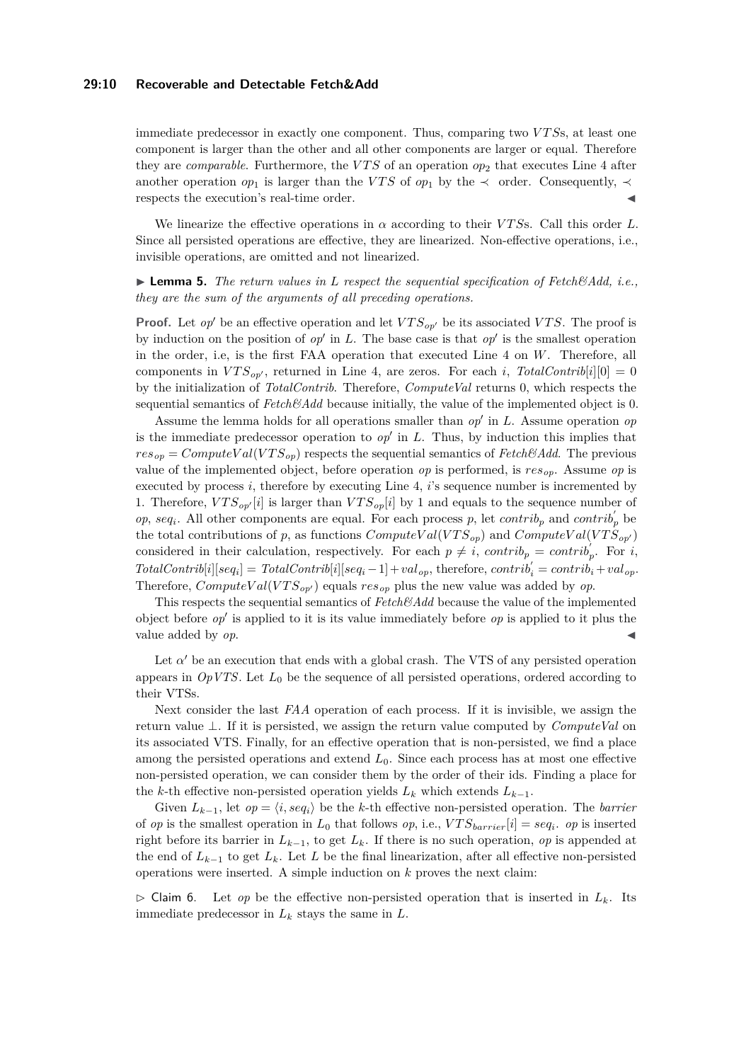immediate predecessor in exactly one component. Thus, comparing two $VTS$s, at least one component is larger than the other and all other components are larger or equal. Therefore they are *comparable*. Furthermore, the $VTS$ of an operation $op_2$ that executes Line 4 after another operation $op_1$ is larger than the $VTS$ of $op_1$ by the $\prec$ order. Consequently, $\prec$ respects the execution's real-time order. ◀

We linearize the effective operations in $\alpha$ according to their $VTS$s. Call this order $L$. Since all persisted operations are effective, they are linearized. Non-effective operations, i.e., invisible operations, are omitted and not linearized.

▶ **Lemma 5.** *The return values in $L$ respect the sequential specification of Fetch&Add, i.e., they are the sum of the arguments of all preceding operations.*

**Proof.** Let $op'$ be an effective operation and let $VTS_{op'}$ be its associated $VTS$. The proof is by induction on the position of $op'$ in $L$. The base case is that $op'$ is the smallest operation in the order, i.e, is the first FAA operation that executed Line 4 on $W$. Therefore, all components in $VTS_{op'}$, returned in Line 4, are zeros. For each $i$, $TotalContrib[i][0] = 0$ by the initialization of *TotalContrib*. Therefore, *ComputeVal* returns 0, which respects the sequential semantics of *Fetch&Add* because initially, the value of the implemented object is 0.

Assume the lemma holds for all operations smaller than $op'$ in $L$. Assume operation $op$ is the immediate predecessor operation to $op'$ in $L$. Thus, by induction this implies that $res_{op} = ComputeVal(VTS_{op})$ respects the sequential semantics of *Fetch&Add*. The previous value of the implemented object, before operation $op$ is performed, is $res_{op}$. Assume $op$ is executed by process $i$, therefore by executing Line 4, $i$'s sequence number is incremented by 1. Therefore, $VTS_{op'}[i]$ is larger than $VTS_{op}[i]$ by 1 and equals to the sequence number of $op$, $seq_i$. All other components are equal. For each process $p$, let $contrib_p$ and $contrib_p'$ be the total contributions of $p$, as functions $ComputeVal(VTS_{op})$ and $ComputeVal(VTS_{op'})$ considered in their calculation, respectively. For each $p \neq i$, $contrib_p = contrib_p'$. For $i$, $TotalContrib[i][seq_i] = TotalContrib[i][seq_i - 1] + val_{op}$, therefore, $contrib_i' = contrib_i + val_{op}$. Therefore, $ComputeVal(VTS_{op'})$ equals $res_{op}$ plus the new value was added by $op$.

This respects the sequential semantics of *Fetch&Add* because the value of the implemented object before $op'$ is applied to it is its value immediately before $op$ is applied to it plus the value added by $op$. ◀

Let $\alpha'$ be an execution that ends with a global crash. The VTS of any persisted operation appears in *OpVTS*. Let $L_0$ be the sequence of all persisted operations, ordered according to their VTSs.

Next consider the last *FAA* operation of each process. If it is invisible, we assign the return value $\perp$. If it is persisted, we assign the return value computed by *ComputeVal* on its associated VTS. Finally, for an effective operation that is non-persisted, we find a place among the persisted operations and extend $L_0$. Since each process has at most one effective non-persisted operation, we can consider them by the order of their ids. Finding a place for the $k$-th effective non-persisted operation yields $L_k$ which extends $L_{k-1}$.

Given $L_{k-1}$, let $op = \langle i, seq_i \rangle$ be the $k$-th effective non-persisted operation. The *barrier* of $op$ is the smallest operation in $L_0$ that follows $op$, i.e., $VTS_{barrier}[i] = seq_i$. $op$ is inserted right before its barrier in $L_{k-1}$, to get $L_k$. If there is no such operation, $op$ is appended at the end of $L_{k-1}$ to get $L_k$. Let $L$ be the final linearization, after all effective non-persisted operations were inserted. A simple induction on $k$ proves the next claim:

▷ Claim 6. Let $op$ be the effective non-persisted operation that is inserted in $L_k$. Its immediate predecessor in $L_k$ stays the same in $L$.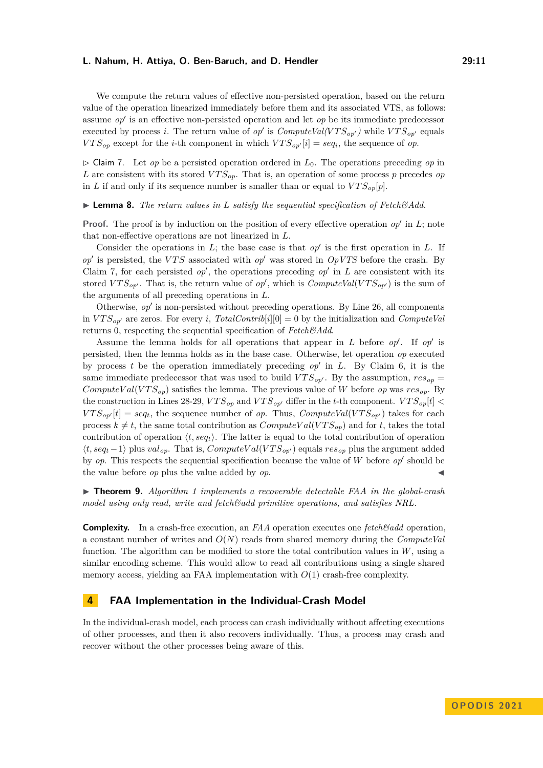We compute the return values of effective non-persisted operation, based on the return value of the operation linearized immediately before them and its associated VTS, as follows: assume $op'$ is an effective non-persisted operation and let $op$ be its immediate predecessor executed by process $i$. The return value of $op'$ is $ComputeVal(VTS_{op'})$ while $VTS_{op'}$ equals $VTS_{op}$ except for the $i$-th component in which $VTS_{op'}[i] = seq_i$, the sequence of $op$.

▷ Claim 7. Let $op$ be a persisted operation ordered in $L_0$. The operations preceding $op$ in $L$ are consistent with its stored $VTS_{op}$. That is, an operation of some process $p$ precedes $op$ in $L$ if and only if its sequence number is smaller than or equal to $VTS_{op}[p]$.

▶ **Lemma 8.** *The return values in $L$ satisfy the sequential specification of Fetch&Add.*

**Proof.** The proof is by induction on the position of every effective operation $op'$ in $L$; note that non-effective operations are not linearized in $L$.

Consider the operations in $L$; the base case is that $op'$ is the first operation in $L$. If $op'$ is persisted, the $VTS$ associated with $op'$ was stored in $OpVTS$ before the crash. By Claim 7, for each persisted $op'$, the operations preceding $op'$ in $L$ are consistent with its stored $VTS_{op'}$. That is, the return value of $op'$, which is $ComputeVal(VTS_{op'})$ is the sum of the arguments of all preceding operations in $L$.

Otherwise, $op'$ is non-persisted without preceding operations. By Line 26, all components in $VTS_{op'}$ are zeros. For every $i$, $TotalContrib[i][0] = 0$ by the initialization and $ComputeVal$ returns 0, respecting the sequential specification of *Fetch&Add*.

Assume the lemma holds for all operations that appear in $L$ before $op'$. If $op'$ is persisted, then the lemma holds as in the base case. Otherwise, let operation $op$ executed by process $t$ be the operation immediately preceding $op'$ in $L$. By Claim 6, it is the same immediate predecessor that was used to build $VTS_{op'}$. By the assumption, $res_{op} = ComputeVal(VTS_{op})$ satisfies the lemma. The previous value of $W$ before $op$ was $res_{op}$. By the construction in Lines 28-29, $VTS_{op}$ and $VTS_{op'}$ differ in the $t$-th component. $VTS_{op}[t] < VTS_{op'}[t] = seq_t$, the sequence number of $op$. Thus, $ComputeVal(VTS_{op'})$ takes for each process $k \neq t$, the same total contribution as $ComputeVal(VTS_{op})$ and for $t$, takes the total contribution of operation $\langle t, seq_t \rangle$. The latter is equal to the total contribution of operation $\langle t, seq_t - 1 \rangle$ plus $val_{op}$. That is, $ComputeVal(VTS_{op'})$ equals $res_{op}$ plus the argument added by $op$. This respects the sequential specification because the value of $W$ before $op'$ should be the value before $op$ plus the value added by $op$. ◀

▶ **Theorem 9.** *Algorithm 1 implements a recoverable detectable FAA in the global-crash model using only read, write and fetch&add primitive operations, and satisfies NRL.*

**Complexity.** In a crash-free execution, an *FAA* operation executes one *fetch&add* operation, a constant number of writes and $O(N)$ reads from shared memory during the *ComputeVal* function. The algorithm can be modified to store the total contribution values in $W$, using a similar encoding scheme. This would allow to read all contributions using a single shared memory access, yielding an FAA implementation with $O(1)$ crash-free complexity.

## 4 FAA Implementation in the Individual-Crash Model

In the individual-crash model, each process can crash individually without affecting executions of other processes, and then it also recovers individually. Thus, a process may crash and recover without the other processes being aware of this.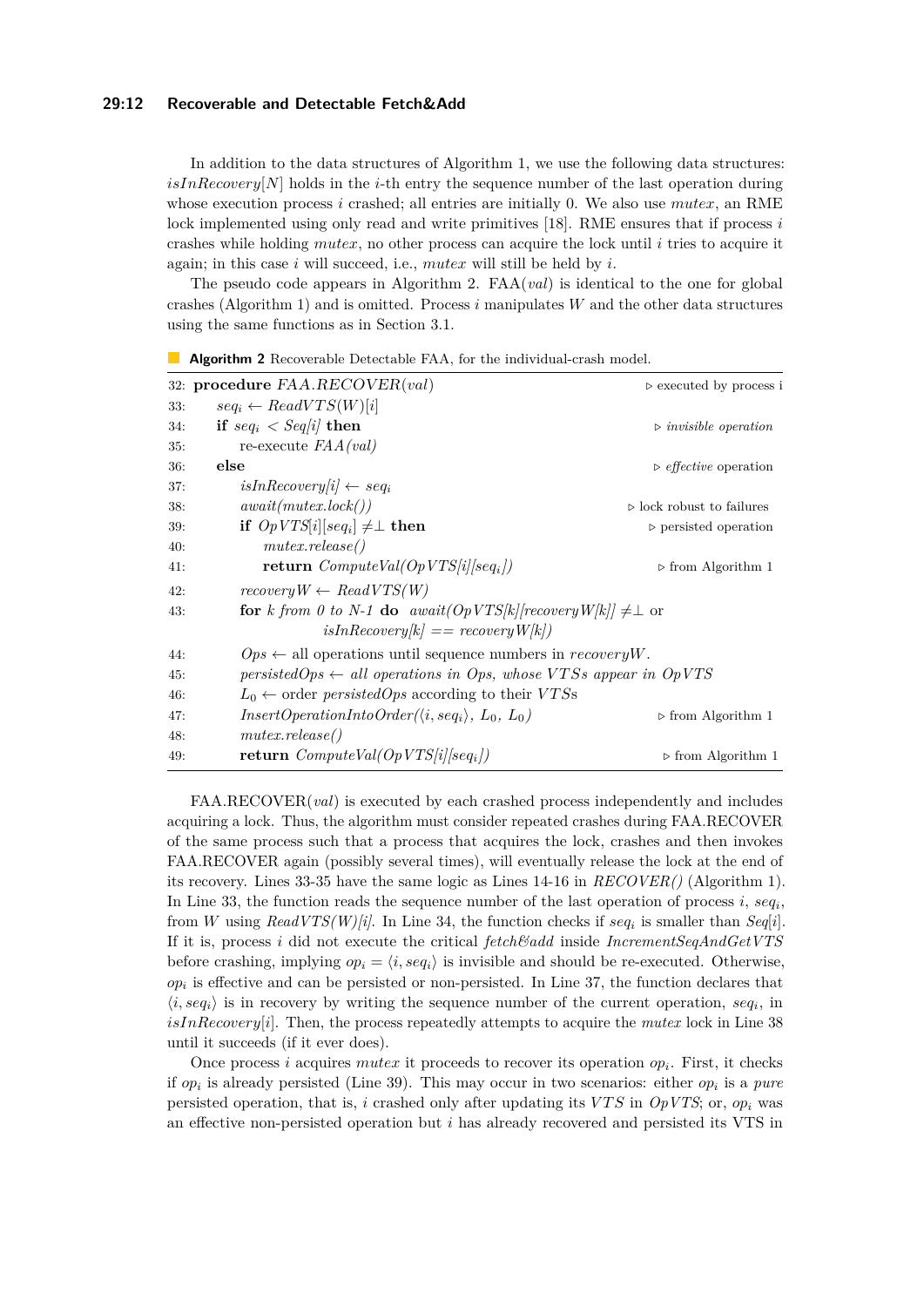In addition to the data structures of Algorithm 1, we use the following data structures: $isInRecovery[N]$ holds in the $i$-th entry the sequence number of the last operation during whose execution process $i$ crashed; all entries are initially 0. We also use $mutex$, an RME lock implemented using only read and write primitives [18]. RME ensures that if process $i$ crashes while holding $mutex$, no other process can acquire the lock until $i$ tries to acquire it again; in this case $i$ will succeed, i.e., $mutex$ will still be held by $i$.

The pseudo code appears in Algorithm 2. FAA($val$) is identical to the one for global crashes (Algorithm 1) and is omitted. Process $i$ manipulates $W$ and the other data structures using the same functions as in Section 3.1.

**Algorithm 2** Recoverable Detectable FAA, for the individual-crash model.

```
32: procedure FAA.RECOVER(val)                                    ▷ executed by process i
33:     seq_i ← ReadVTS(W)[i]
34:     if seq_i < Seq[i] then                                     ▷ invisible operation
35:         re-execute FAA(val)
36:     else                                                       ▷ effective operation
37:         isInRecovery[i] ← seq_i
38:         await(mutex.lock())                                    ▷ lock robust to failures
39:         if OpVTS[i][seq_i] ≠⊥ then                             ▷ persisted operation
40:             mutex.release()
41:             return ComputeVal(OpVTS[i][seq_i])                 ▷ from Algorithm 1
42:         recoveryW ← ReadVTS(W)
43:         for k from 0 to N-1 do  await(OpVTS[k][recoveryW[k]] ≠⊥ or
                        isInRecovery[k] == recoveryW[k])
44:         Ops ← all operations until sequence numbers in recoveryW.
45:         persistedOps ← all operations in Ops, whose VTSs appear in OpVTS
46:         L_0 ← order persistedOps according to their VTSs
47:         InsertOperationIntoOrder(⟨i, seq_i⟩, L_0, L_0)          ▷ from Algorithm 1
48:         mutex.release()
49:         return ComputeVal(OpVTS[i][seq_i])                     ▷ from Algorithm 1
```

FAA.RECOVER($val$) is executed by each crashed process independently and includes acquiring a lock. Thus, the algorithm must consider repeated crashes during FAA.RECOVER of the same process such that a process that acquires the lock, crashes and then invokes FAA.RECOVER again (possibly several times), will eventually release the lock at the end of its recovery. Lines 33-35 have the same logic as Lines 14-16 in *RECOVER()* (Algorithm 1). In Line 33, the function reads the sequence number of the last operation of process $i$, $seq_i$, from $W$ using *ReadVTS(W)[i]*. In Line 34, the function checks if $seq_i$ is smaller than $Seq[i]$. If it is, process $i$ did not execute the critical *fetch&add* inside *IncrementSeqAndGetVTS* before crashing, implying $op_i = \langle i, seq_i \rangle$ is invisible and should be re-executed. Otherwise, $op_i$ is effective and can be persisted or non-persisted. In Line 37, the function declares that $\langle i, seq_i \rangle$ is in recovery by writing the sequence number of the current operation, $seq_i$, in $isInRecovery[i]$. Then, the process repeatedly attempts to acquire the $mutex$ lock in Line 38 until it succeeds (if it ever does).

Once process $i$ acquires $mutex$ it proceeds to recover its operation $op_i$. First, it checks if $op_i$ is already persisted (Line 39). This may occur in two scenarios: either $op_i$ is a *pure* persisted operation, that is, $i$ crashed only after updating its $VTS$ in $OpVTS$; or, $op_i$ was an effective non-persisted operation but $i$ has already recovered and persisted its VTS in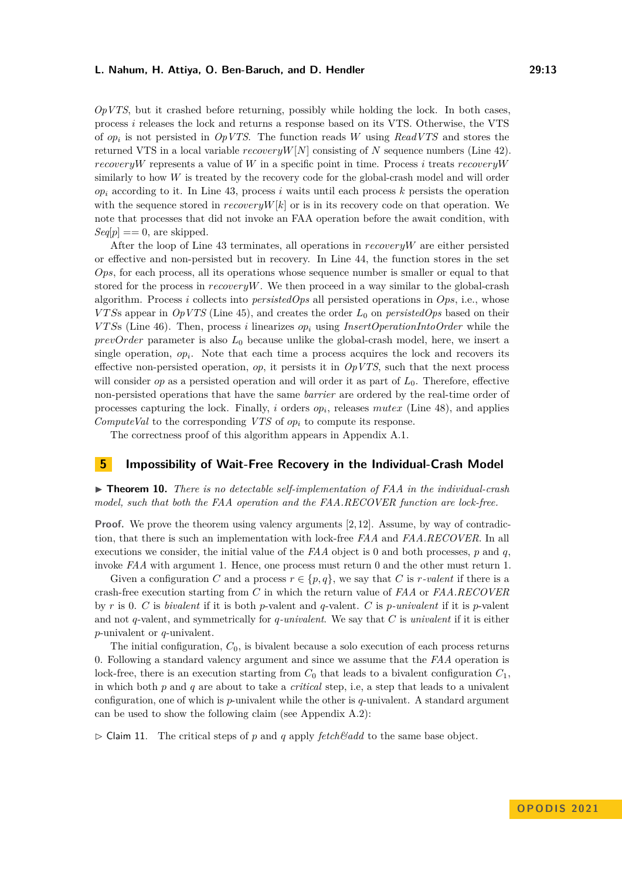*OpVTS*, but it crashed before returning, possibly while holding the lock. In both cases, process $i$ releases the lock and returns a response based on its VTS. Otherwise, the VTS of $op_i$ is not persisted in *OpVTS*. The function reads $W$ using *ReadVTS* and stores the returned VTS in a local variable $recoveryW[N]$ consisting of $N$ sequence numbers (Line 42). *recoveryW* represents a value of $W$ in a specific point in time. Process $i$ treats *recoveryW* similarly to how $W$ is treated by the recovery code for the global-crash model and will order $op_i$ according to it. In Line 43, process $i$ waits until each process $k$ persists the operation with the sequence stored in $recoveryW[k]$ or is in its recovery code on that operation. We note that processes that did not invoke an FAA operation before the await condition, with $Seq[p] == 0$, are skipped.

After the loop of Line 43 terminates, all operations in *recoveryW* are either persisted or effective and non-persisted but in recovery. In Line 44, the function stores in the set *Ops*, for each process, all its operations whose sequence number is smaller or equal to that stored for the process in *recoveryW*. We then proceed in a way similar to the global-crash algorithm. Process $i$ collects into *persistedOps* all persisted operations in *Ops*, i.e., whose *VTS*s appear in *OpVTS* (Line 45), and creates the order $L_0$ on *persistedOps* based on their *VTS*s (Line 46). Then, process $i$ linearizes $op_i$ using *InsertOperationIntoOrder* while the *prevOrder* parameter is also $L_0$ because unlike the global-crash model, here, we insert a single operation, $op_i$. Note that each time a process acquires the lock and recovers its effective non-persisted operation, $op$, it persists it in *OpVTS*, such that the next process will consider $op$ as a persisted operation and will order it as part of $L_0$. Therefore, effective non-persisted operations that have the same *barrier* are ordered by the real-time order of processes capturing the lock. Finally, $i$ orders $op_i$, releases *mutex* (Line 48), and applies *ComputeVal* to the corresponding *VTS* of $op_i$ to compute its response.

The correctness proof of this algorithm appears in Appendix A.1.

## 5 Impossibility of Wait-Free Recovery in the Individual-Crash Model

▶ **Theorem 10.** *There is no detectable self-implementation of FAA in the individual-crash model, such that both the FAA operation and the FAA.RECOVER function are lock-free.*

**Proof.** We prove the theorem using valency arguments [2,12]. Assume, by way of contradiction, that there is such an implementation with lock-free *FAA* and *FAA.RECOVER*. In all executions we consider, the initial value of the *FAA* object is 0 and both processes, $p$ and $q$, invoke *FAA* with argument 1. Hence, one process must return 0 and the other must return 1.

Given a configuration $C$ and a process $r \in \{p, q\}$, we say that $C$ is *r-valent* if there is a crash-free execution starting from $C$ in which the return value of *FAA* or *FAA.RECOVER* by $r$ is 0. $C$ is *bivalent* if it is both $p$-valent and $q$-valent. $C$ is *p-univalent* if it is $p$-valent and not $q$-valent, and symmetrically for *q-univalent*. We say that $C$ is *univalent* if it is either $p$-univalent or $q$-univalent.

The initial configuration, $C_0$, is bivalent because a solo execution of each process returns 0. Following a standard valency argument and since we assume that the *FAA* operation is lock-free, there is an execution starting from $C_0$ that leads to a bivalent configuration $C_1$, in which both $p$ and $q$ are about to take a *critical* step, i.e, a step that leads to a univalent configuration, one of which is $p$-univalent while the other is $q$-univalent. A standard argument can be used to show the following claim (see Appendix A.2):

▷ Claim 11. The critical steps of $p$ and $q$ apply *fetch&add* to the same base object.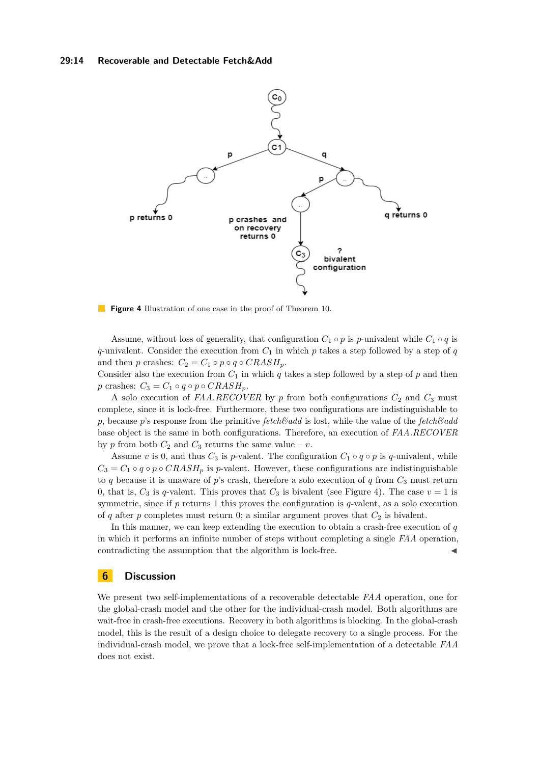**Figure 4** Illustration of one case in the proof of Theorem 10.

Assume, without loss of generality, that configuration $C_1 \circ p$ is $p$-univalent while $C_1 \circ q$ is $q$-univalent. Consider the execution from $C_1$ in which $p$ takes a step followed by a step of $q$ and then $p$ crashes: $C_2 = C_1 \circ p \circ q \circ CRASH_p$.
Consider also the execution from $C_1$ in which $q$ takes a step followed by a step of $p$ and then $p$ crashes: $C_3 = C_1 \circ q \circ p \circ CRASH_p$.

A solo execution of *FAA.RECOVER* by $p$ from both configurations $C_2$ and $C_3$ must complete, since it is lock-free. Furthermore, these two configurations are indistinguishable to $p$, because $p$'s response from the primitive *fetch&add* is lost, while the value of the *fetch&add* base object is the same in both configurations. Therefore, an execution of *FAA.RECOVER* by $p$ from both $C_2$ and $C_3$ returns the same value – $v$.

Assume $v$ is 0, and thus $C_3$ is $p$-valent. The configuration $C_1 \circ q \circ p$ is $q$-univalent, while $C_3 = C_1 \circ q \circ p \circ CRASH_p$ is $p$-valent. However, these configurations are indistinguishable to $q$ because it is unaware of $p$'s crash, therefore a solo execution of $q$ from $C_3$ must return 0, that is, $C_3$ is $q$-valent. This proves that $C_3$ is bivalent (see Figure 4). The case $v = 1$ is symmetric, since if $p$ returns 1 this proves the configuration is $q$-valent, as a solo execution of $q$ after $p$ completes must return 0; a similar argument proves that $C_2$ is bivalent.

In this manner, we can keep extending the execution to obtain a crash-free execution of $q$ in which it performs an infinite number of steps without completing a single *FAA* operation, contradicting the assumption that the algorithm is lock-free. ◀

## 6 Discussion

We present two self-implementations of a recoverable detectable *FAA* operation, one for the global-crash model and the other for the individual-crash model. Both algorithms are wait-free in crash-free executions. Recovery in both algorithms is blocking. In the global-crash model, this is the result of a design choice to delegate recovery to a single process. For the individual-crash model, we prove that a lock-free self-implementation of a detectable *FAA* does not exist.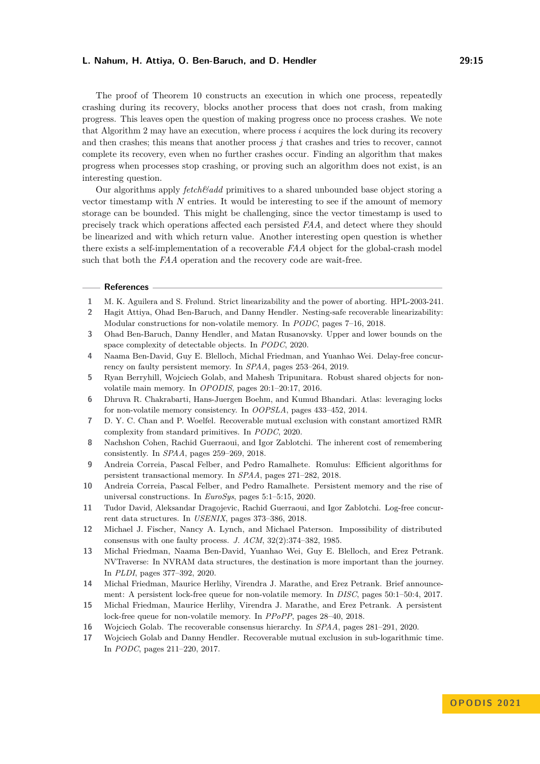The proof of Theorem 10 constructs an execution in which one process, repeatedly crashing during its recovery, blocks another process that does not crash, from making progress. This leaves open the question of making progress once no process crashes. We note that Algorithm 2 may have an execution, where process $i$ acquires the lock during its recovery and then crashes; this means that another process $j$ that crashes and tries to recover, cannot complete its recovery, even when no further crashes occur. Finding an algorithm that makes progress when processes stop crashing, or proving such an algorithm does not exist, is an interesting question.

Our algorithms apply *fetch&add* primitives to a shared unbounded base object storing a vector timestamp with $N$ entries. It would be interesting to see if the amount of memory storage can be bounded. This might be challenging, since the vector timestamp is used to precisely track which operations affected each persisted *FAA*, and detect where they should be linearized and with which return value. Another interesting open question is whether there exists a self-implementation of a recoverable *FAA* object for the global-crash model such that both the *FAA* operation and the recovery code are wait-free.

## References

1. M. K. Aguilera and S. Frølund. Strict linearizability and the power of aborting. HPL-2003-241.
2. Hagit Attiya, Ohad Ben-Baruch, and Danny Hendler. Nesting-safe recoverable linearizability: Modular constructions for non-volatile memory. In *PODC*, pages 7–16, 2018.
3. Ohad Ben-Baruch, Danny Hendler, and Matan Rusanovsky. Upper and lower bounds on the space complexity of detectable objects. In *PODC*, 2020.
4. Naama Ben-David, Guy E. Blelloch, Michal Friedman, and Yuanhao Wei. Delay-free concurrency on faulty persistent memory. In *SPAA*, pages 253–264, 2019.
5. Ryan Berryhill, Wojciech Golab, and Mahesh Tripunitara. Robust shared objects for non-volatile main memory. In *OPODIS*, pages 20:1–20:17, 2016.
6. Dhruva R. Chakrabarti, Hans-Juergen Boehm, and Kumud Bhandari. Atlas: leveraging locks for non-volatile memory consistency. In *OOPSLA*, pages 433–452, 2014.
7. D. Y. C. Chan and P. Woelfel. Recoverable mutual exclusion with constant amortized RMR complexity from standard primitives. In *PODC*, 2020.
8. Nachshon Cohen, Rachid Guerraoui, and Igor Zablotchi. The inherent cost of remembering consistently. In *SPAA*, pages 259–269, 2018.
9. Andreia Correia, Pascal Felber, and Pedro Ramalhete. Romulus: Efficient algorithms for persistent transactional memory. In *SPAA*, pages 271–282, 2018.
10. Andreia Correia, Pascal Felber, and Pedro Ramalhete. Persistent memory and the rise of universal constructions. In *EuroSys*, pages 5:1–5:15, 2020.
11. Tudor David, Aleksandar Dragojevic, Rachid Guerraoui, and Igor Zablotchi. Log-free concurrent data structures. In *USENIX*, pages 373–386, 2018.
12. Michael J. Fischer, Nancy A. Lynch, and Michael Paterson. Impossibility of distributed consensus with one faulty process. *J. ACM*, 32(2):374–382, 1985.
13. Michal Friedman, Naama Ben-David, Yuanhao Wei, Guy E. Blelloch, and Erez Petrank. NVTraverse: In NVRAM data structures, the destination is more important than the journey. In *PLDI*, pages 377–392, 2020.
14. Michal Friedman, Maurice Herlihy, Virendra J. Marathe, and Erez Petrank. Brief announcement: A persistent lock-free queue for non-volatile memory. In *DISC*, pages 50:1–50:4, 2017.
15. Michal Friedman, Maurice Herlihy, Virendra J. Marathe, and Erez Petrank. A persistent lock-free queue for non-volatile memory. In *PPoPP*, pages 28–40, 2018.
16. Wojciech Golab. The recoverable consensus hierarchy. In *SPAA*, pages 281–291, 2020.
17. Wojciech Golab and Danny Hendler. Recoverable mutual exclusion in sub-logarithmic time. In *PODC*, pages 211–220, 2017.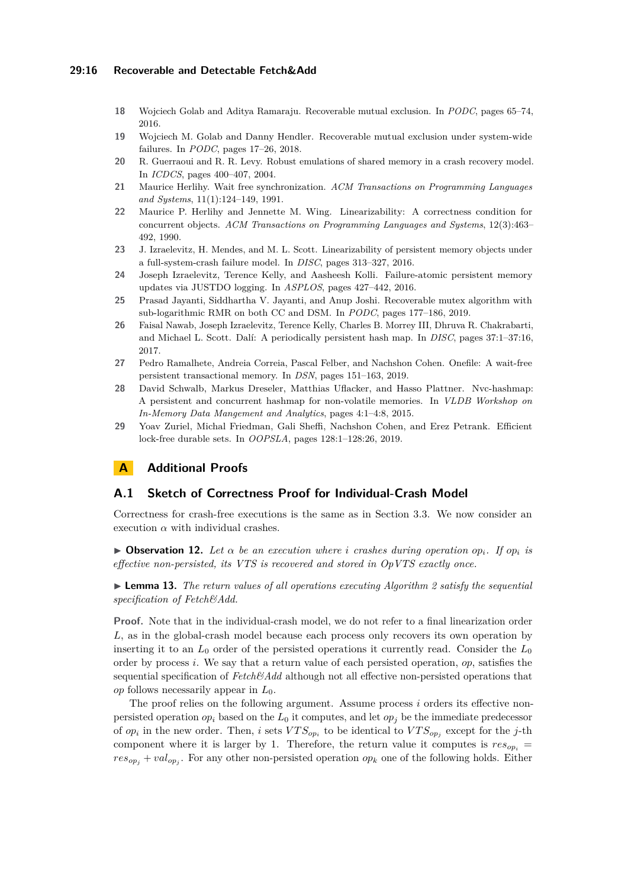18 Wojciech Golab and Aditya Ramaraju. Recoverable mutual exclusion. In *PODC*, pages 65–74, 2016.

19 Wojciech M. Golab and Danny Hendler. Recoverable mutual exclusion under system-wide failures. In *PODC*, pages 17–26, 2018.

20 R. Guerraoui and R. R. Levy. Robust emulations of shared memory in a crash recovery model. In *ICDCS*, pages 400–407, 2004.

21 Maurice Herlihy. Wait free synchronization. *ACM Transactions on Programming Languages and Systems*, 11(1):124–149, 1991.

22 Maurice P. Herlihy and Jennette M. Wing. Linearizability: A correctness condition for concurrent objects. *ACM Transactions on Programming Languages and Systems*, 12(3):463–492, 1990.

23 J. Izraelevitz, H. Mendes, and M. L. Scott. Linearizability of persistent memory objects under a full-system-crash failure model. In *DISC*, pages 313–327, 2016.

24 Joseph Izraelevitz, Terence Kelly, and Aasheesh Kolli. Failure-atomic persistent memory updates via JUSTDO logging. In *ASPLOS*, pages 427–442, 2016.

25 Prasad Jayanti, Siddhartha V. Jayanti, and Anup Joshi. Recoverable mutex algorithm with sub-logarithmic RMR on both CC and DSM. In *PODC*, pages 177–186, 2019.

26 Faisal Nawab, Joseph Izraelevitz, Terence Kelly, Charles B. Morrey III, Dhruva R. Chakrabarti, and Michael L. Scott. Dalí: A periodically persistent hash map. In *DISC*, pages 37:1–37:16, 2017.

27 Pedro Ramalhete, Andreia Correia, Pascal Felber, and Nachshon Cohen. Onefile: A wait-free persistent transactional memory. In *DSN*, pages 151–163, 2019.

28 David Schwalb, Markus Dreseler, Matthias Uflacker, and Hasso Plattner. Nvc-hashmap: A persistent and concurrent hashmap for non-volatile memories. In *VLDB Workshop on In-Memory Data Mangement and Analytics*, pages 4:1–4:8, 2015.

29 Yoav Zuriel, Michal Friedman, Gali Sheffi, Nachshon Cohen, and Erez Petrank. Efficient lock-free durable sets. In *OOPSLA*, pages 128:1–128:26, 2019.

# A Additional Proofs

## A.1 Sketch of Correctness Proof for Individual-Crash Model

Correctness for crash-free executions is the same as in Section 3.3. We now consider an execution $\alpha$ with individual crashes.

▶ **Observation 12.** *Let $\alpha$ be an execution where $i$ crashes during operation $op_i$. If $op_i$ is effective non-persisted, its VTS is recovered and stored in OpVTS exactly once.*

▶ **Lemma 13.** *The return values of all operations executing Algorithm 2 satisfy the sequential specification of Fetch&Add.*

**Proof.** Note that in the individual-crash model, we do not refer to a final linearization order $L$, as in the global-crash model because each process only recovers its own operation by inserting it to an $L_0$ order of the persisted operations it currently read. Consider the $L_0$ order by process $i$. We say that a return value of each persisted operation, *op*, satisfies the sequential specification of *Fetch&Add* although not all effective non-persisted operations that *op* follows necessarily appear in $L_0$.

The proof relies on the following argument. Assume process $i$ orders its effective non-persisted operation $op_i$ based on the $L_0$ it computes, and let $op_j$ be the immediate predecessor of $op_i$ in the new order. Then, $i$ sets $VTS_{op_i}$ to be identical to $VTS_{op_j}$ except for the $j$-th component where it is larger by 1. Therefore, the return value it computes is $res_{op_i} = res_{op_j} + val_{op_j}$. For any other non-persisted operation $op_k$ one of the following holds. Either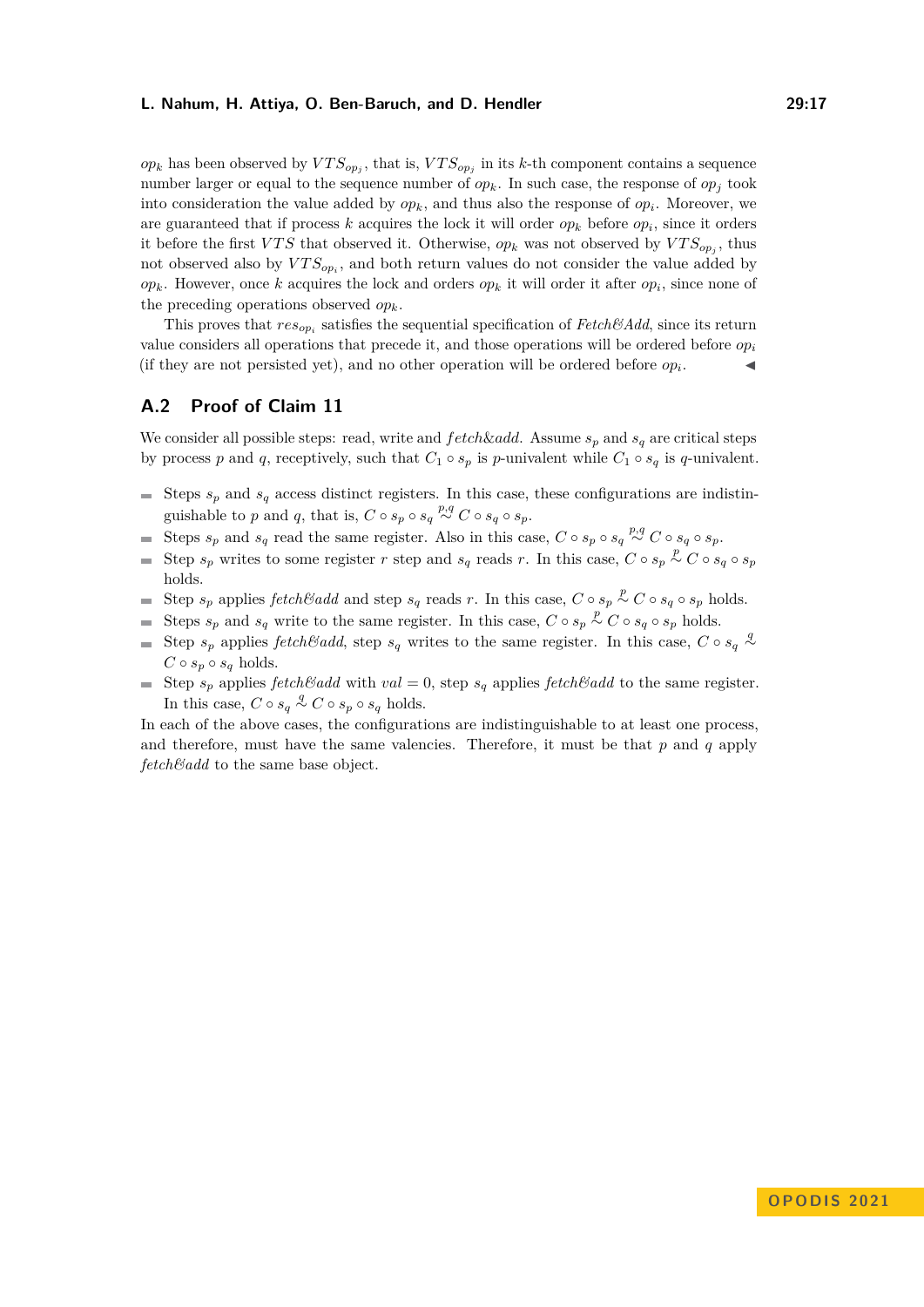$op_k$ has been observed by $VTS_{op_j}$, that is, $VTS_{op_j}$ in its $k$-th component contains a sequence number larger or equal to the sequence number of $op_k$. In such case, the response of $op_j$ took into consideration the value added by $op_k$, and thus also the response of $op_i$. Moreover, we are guaranteed that if process $k$ acquires the lock it will order $op_k$ before $op_i$, since it orders it before the first $VTS$ that observed it. Otherwise, $op_k$ was not observed by $VTS_{op_j}$, thus not observed also by $VTS_{op_i}$, and both return values do not consider the value added by $op_k$. However, once $k$ acquires the lock and orders $op_k$ it will order it after $op_i$, since none of the preceding operations observed $op_k$.

This proves that $res_{op_i}$ satisfies the sequential specification of *Fetch&Add*, since its return value considers all operations that precede it, and those operations will be ordered before $op_i$ (if they are not persisted yet), and no other operation will be ordered before $op_i$. ◀

## A.2 Proof of Claim 11

We consider all possible steps: read, write and $fetch\&add$. Assume $s_p$ and $s_q$ are critical steps by process $p$ and $q$, receptively, such that $C_1 \circ s_p$ is $p$-univalent while $C_1 \circ s_q$ is $q$-univalent.

- Steps $s_p$ and $s_q$ access distinct registers. In this case, these configurations are indistinguishable to $p$ and $q$, that is, $C \circ s_p \circ s_q \overset{p,q}{\sim} C \circ s_q \circ s_p$.
- Steps $s_p$ and $s_q$ read the same register. Also in this case, $C \circ s_p \circ s_q \overset{p,q}{\sim} C \circ s_q \circ s_p$.
- Step $s_p$ writes to some register $r$ step and $s_q$ reads $r$. In this case, $C \circ s_p \overset{p}{\sim} C \circ s_q \circ s_p$ holds.
- Step $s_p$ applies *fetch&add* and step $s_q$ reads $r$. In this case, $C \circ s_p \overset{p}{\sim} C \circ s_q \circ s_p$ holds.
- Steps $s_p$ and $s_q$ write to the same register. In this case, $C \circ s_p \overset{p}{\sim} C \circ s_q \circ s_p$ holds.
- Step $s_p$ applies *fetch&add*, step $s_q$ writes to the same register. In this case, $C \circ s_q \overset{q}{\sim} C \circ s_p \circ s_q$ holds.
- Step $s_p$ applies *fetch&add* with $val = 0$, step $s_q$ applies *fetch&add* to the same register. In this case, $C \circ s_q \overset{q}{\sim} C \circ s_p \circ s_q$ holds.

In each of the above cases, the configurations are indistinguishable to at least one process, and therefore, must have the same valencies. Therefore, it must be that $p$ and $q$ apply *fetch&add* to the same base object.